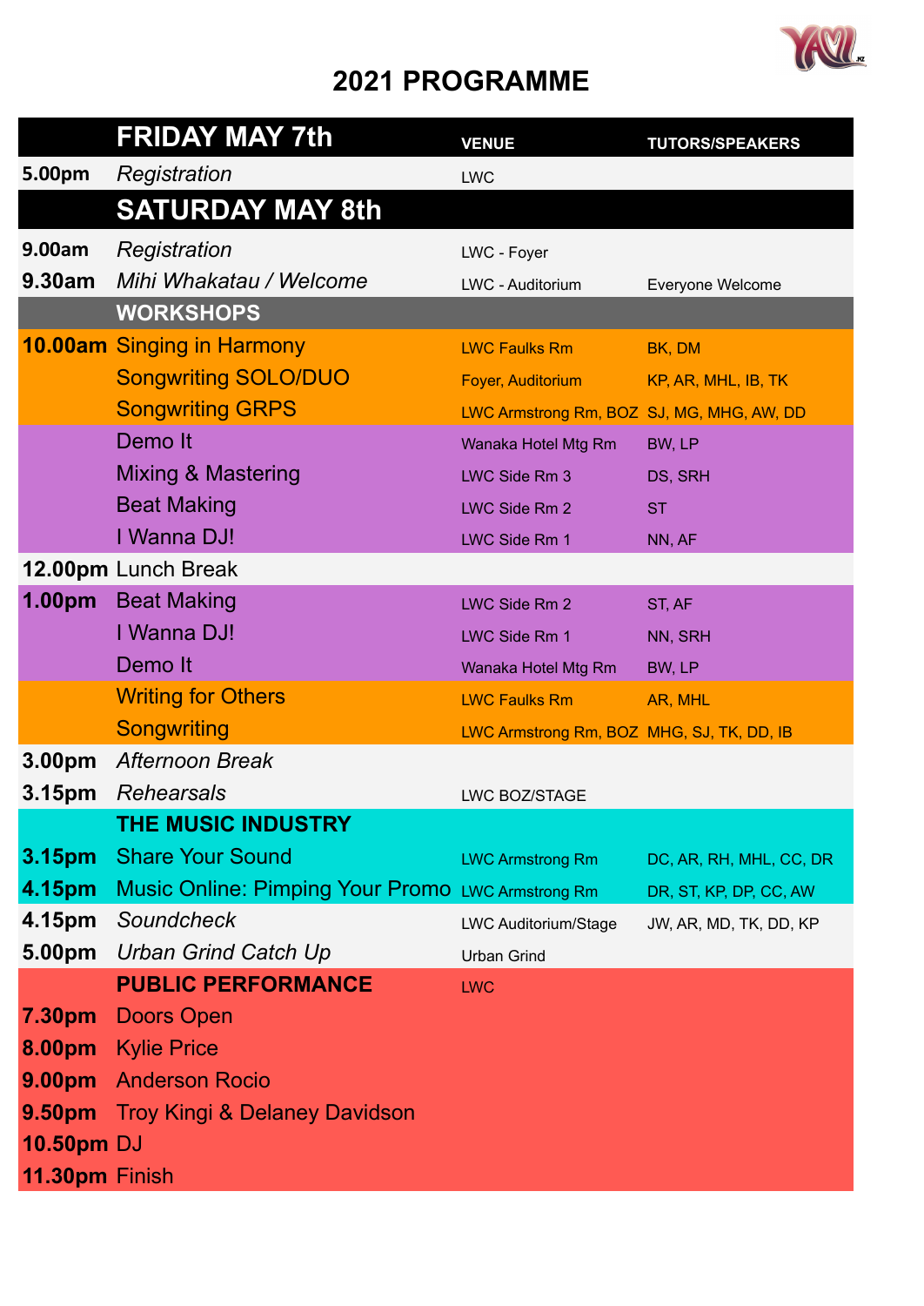# 2021 PROGRAMME

| | FRIDAY MAY 7th | VENUE | TUTORS/SPEAKERS |
|---|---|---|---|
| 5.00pm | *Registration* | LWC | |
| | **SATURDAY MAY 8th** | | |
| 9.00am | *Registration* | LWC - Foyer | |
| 9.30am | *Mihi Whakatau / Welcome* | LWC - Auditorium | Everyone Welcome |
| | **WORKSHOPS** | | |
| 10.00am | Singing in Harmony | LWC Faulks Rm | BK, DM |
| | Songwriting SOLO/DUO | Foyer, Auditorium | KP, AR, MHL, IB, TK |
| | Songwriting GRPS | LWC Armstrong Rm, BOZ | SJ, MG, MHG, AW, DD |
| | Demo It | Wanaka Hotel Mtg Rm | BW, LP |
| | Mixing & Mastering | LWC Side Rm 3 | DS, SRH |
| | Beat Making | LWC Side Rm 2 | ST |
| | I Wanna DJ! | LWC Side Rm 1 | NN, AF |
| 12.00pm | Lunch Break | | |
| 1.00pm | Beat Making | LWC Side Rm 2 | ST, AF |
| | I Wanna DJ! | LWC Side Rm 1 | NN, SRH |
| | Demo It | Wanaka Hotel Mtg Rm | BW, LP |
| | Writing for Others | LWC Faulks Rm | AR, MHL |
| | Songwriting | LWC Armstrong Rm, BOZ | MHG, SJ, TK, DD, IB |
| 3.00pm | *Afternoon Break* | | |
| 3.15pm | *Rehearsals* | LWC BOZ/STAGE | |
| | **THE MUSIC INDUSTRY** | | |
| 3.15pm | Share Your Sound | LWC Armstrong Rm | DC, AR, RH, MHL, CC, DR |
| 4.15pm | Music Online: Pimping Your Promo | LWC Armstrong Rm | DR, ST, KP, DP, CC, AW |
| 4.15pm | *Soundcheck* | LWC Auditorium/Stage | JW, AR, MD, TK, DD, KP |
| 5.00pm | *Urban Grind Catch Up* | Urban Grind | |
| | **PUBLIC PERFORMANCE** | LWC | |
| 7.30pm | Doors Open | | |
| 8.00pm | Kylie Price | | |
| 9.00pm | Anderson Rocio | | |
| 9.50pm | Troy Kingi & Delaney Davidson | | |
| 10.50pm | DJ | | |
| 11.30pm | Finish | | |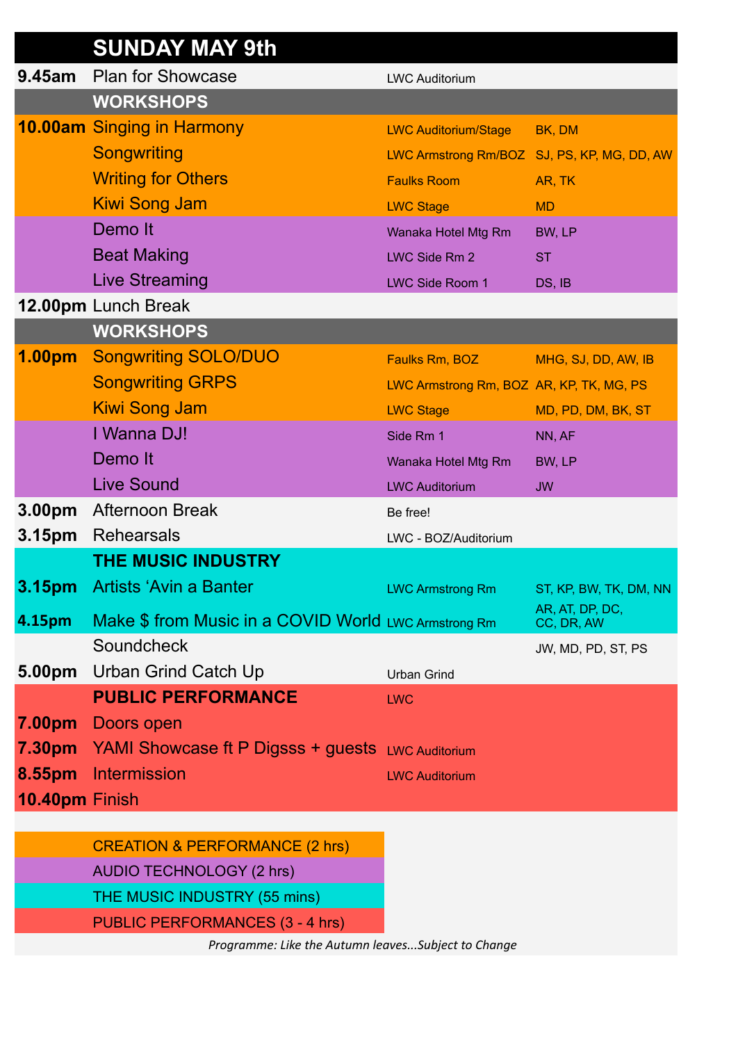| SUNDAY MAY 9th | | | |
|---|---|---|---|
| 9.45am | Plan for Showcase | LWC Auditorium | |
| | **WORKSHOPS** | | |
| 10.00am | Singing in Harmony | LWC Auditorium/Stage | BK, DM |
| | Songwriting | LWC Armstrong Rm/BOZ | SJ, PS, KP, MG, DD, AW |
| | Writing for Others | Faulks Room | AR, TK |
| | Kiwi Song Jam | LWC Stage | MD |
| | Demo It | Wanaka Hotel Mtg Rm | BW, LP |
| | Beat Making | LWC Side Rm 2 | ST |
| | Live Streaming | LWC Side Room 1 | DS, IB |
| 12.00pm | Lunch Break | | |
| | **WORKSHOPS** | | |
| 1.00pm | Songwriting SOLO/DUO | Faulks Rm, BOZ | MHG, SJ, DD, AW, IB |
| | Songwriting GRPS | LWC Armstrong Rm, BOZ | AR, KP, TK, MG, PS |
| | Kiwi Song Jam | LWC Stage | MD, PD, DM, BK, ST |
| | I Wanna DJ! | Side Rm 1 | NN, AF |
| | Demo It | Wanaka Hotel Mtg Rm | BW, LP |
| | Live Sound | LWC Auditorium | JW |
| 3.00pm | Afternoon Break | Be free! | |
| 3.15pm | Rehearsals | LWC - BOZ/Auditorium | |
| | **THE MUSIC INDUSTRY** | | |
| 3.15pm | Artists 'Avin a Banter | LWC Armstrong Rm | ST, KP, BW, TK, DM, NN |
| 4.15pm | Make $ from Music in a COVID World | LWC Armstrong Rm | AR, AT, DP, DC, CC, DR, AW |
| | Soundcheck | | JW, MD, PD, ST, PS |
| 5.00pm | Urban Grind Catch Up | Urban Grind | |
| | **PUBLIC PERFORMANCE** | LWC | |
| 7.00pm | Doors open | | |
| 7.30pm | YAMI Showcase ft P Digsss + guests | LWC Auditorium | |
| 8.55pm | Intermission | LWC Auditorium | |
| 10.40pm | Finish | | |

CREATION & PERFORMANCE (2 hrs)

AUDIO TECHNOLOGY (2 hrs)

THE MUSIC INDUSTRY (55 mins)

PUBLIC PERFORMANCES (3 - 4 hrs)

*Programme: Like the Autumn leaves...Subject to Change*